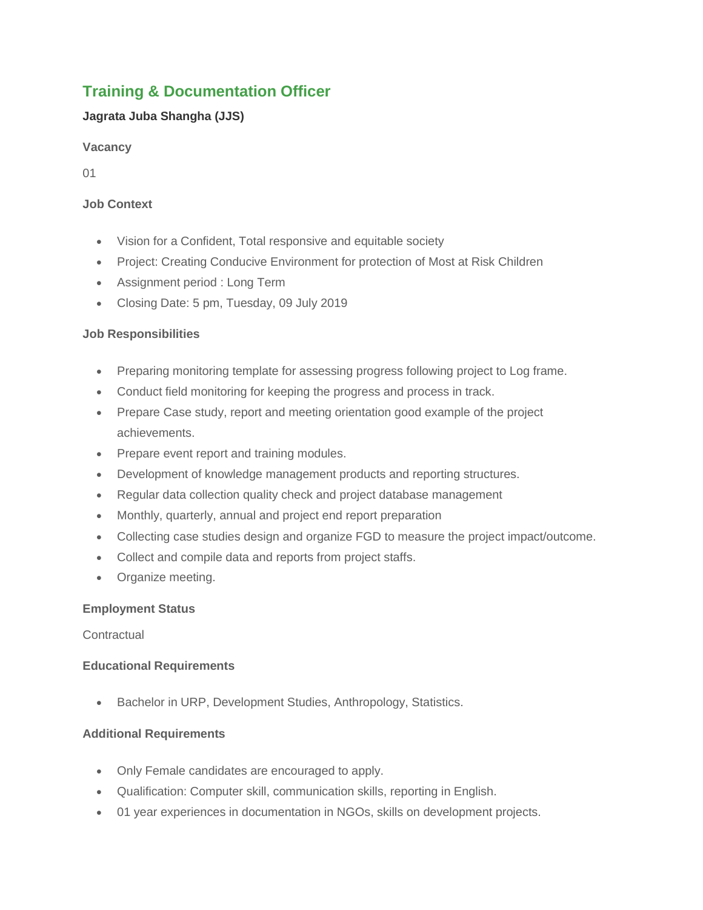# Training & Documentation Officer

**Jagrata Juba Shangha (JJS)**

### Vacancy

01

### Job Context

- Vision for a Confident, Total responsive and equitable society
- Project: Creating Conducive Environment for protection of Most at Risk Children
- Assignment period : Long Term
- Closing Date: 5 pm, Tuesday, 09 July 2019

### Job Responsibilities

- Preparing monitoring template for assessing progress following project to Log frame.
- Conduct field monitoring for keeping the progress and process in track.
- Prepare Case study, report and meeting orientation good example of the project achievements.
- Prepare event report and training modules.
- Development of knowledge management products and reporting structures.
- Regular data collection quality check and project database management
- Monthly, quarterly, annual and project end report preparation
- Collecting case studies design and organize FGD to measure the project impact/outcome.
- Collect and compile data and reports from project staffs.
- Organize meeting.

### Employment Status

Contractual

### Educational Requirements

- Bachelor in URP, Development Studies, Anthropology, Statistics.

### Additional Requirements

- Only Female candidates are encouraged to apply.
- Qualification: Computer skill, communication skills, reporting in English.
- 01 year experiences in documentation in NGOs, skills on development projects.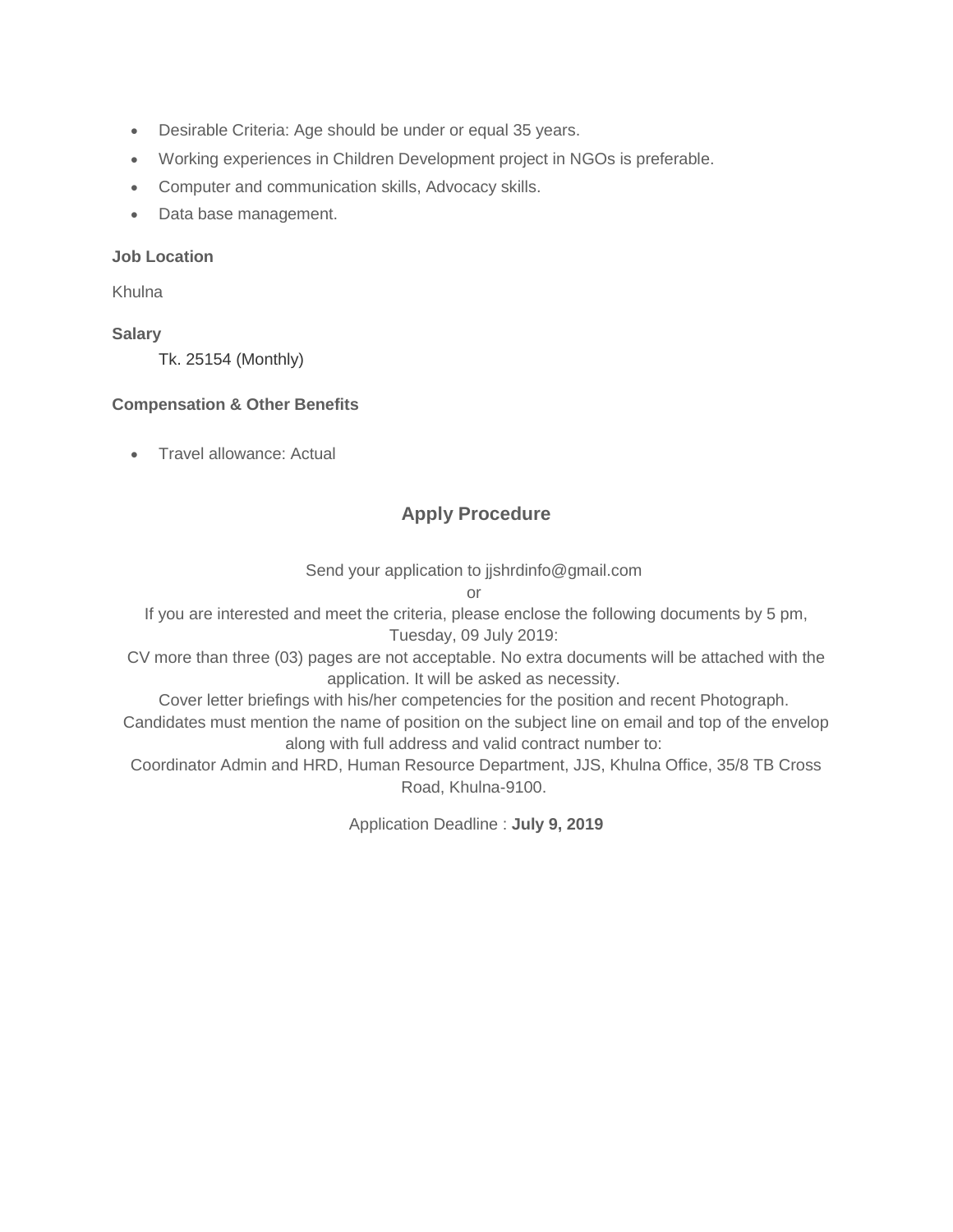- Desirable Criteria: Age should be under or equal 35 years.
- Working experiences in Children Development project in NGOs is preferable.
- Computer and communication skills, Advocacy skills.
- Data base management.

**Job Location**

Khulna

**Salary**

Tk. 25154 (Monthly)

**Compensation & Other Benefits**

- Travel allowance: Actual

## Apply Procedure

Send your application to jjshrdinfo@gmail.com

or

If you are interested and meet the criteria, please enclose the following documents by 5 pm, Tuesday, 09 July 2019:

CV more than three (03) pages are not acceptable. No extra documents will be attached with the application. It will be asked as necessity.

Cover letter briefings with his/her competencies for the position and recent Photograph.

Candidates must mention the name of position on the subject line on email and top of the envelop along with full address and valid contract number to:

Coordinator Admin and HRD, Human Resource Department, JJS, Khulna Office, 35/8 TB Cross Road, Khulna-9100.

Application Deadline : **July 9, 2019**